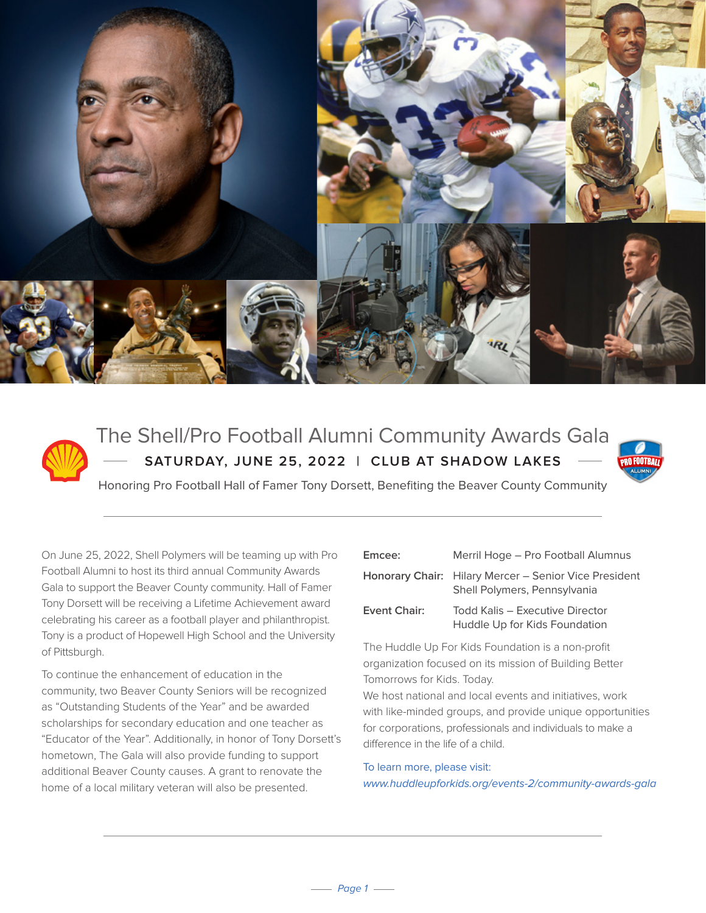# The Shell/Pro Football Alumni Community Awards Gala

**SATURDAY, JUNE 25, 2022 | CLUB AT SHADOW LAKES**

Honoring Pro Football Hall of Famer Tony Dorsett, Benefiting the Beaver County Community

On June 25, 2022, Shell Polymers will be teaming up with Pro Football Alumni to host its third annual Community Awards Gala to support the Beaver County community. Hall of Famer Tony Dorsett will be receiving a Lifetime Achievement award celebrating his career as a football player and philanthropist. Tony is a product of Hopewell High School and the University of Pittsburgh.

To continue the enhancement of education in the community, two Beaver County Seniors will be recognized as "Outstanding Students of the Year" and be awarded scholarships for secondary education and one teacher as "Educator of the Year". Additionally, in honor of Tony Dorsett's hometown, The Gala will also provide funding to support additional Beaver County causes. A grant to renovate the home of a local military veteran will also be presented.

**Emcee:** Merril Hoge – Pro Football Alumnus

**Honorary Chair:** Hilary Mercer – Senior Vice President Shell Polymers, Pennsylvania

**Event Chair:** Todd Kalis – Executive Director Huddle Up for Kids Foundation

The Huddle Up For Kids Foundation is a non-profit organization focused on its mission of Building Better Tomorrows for Kids. Today.
We host national and local events and initiatives, work with like-minded groups, and provide unique opportunities for corporations, professionals and individuals to make a difference in the life of a child.

To learn more, please visit:
*www.huddleupforkids.org/events-2/community-awards-gala*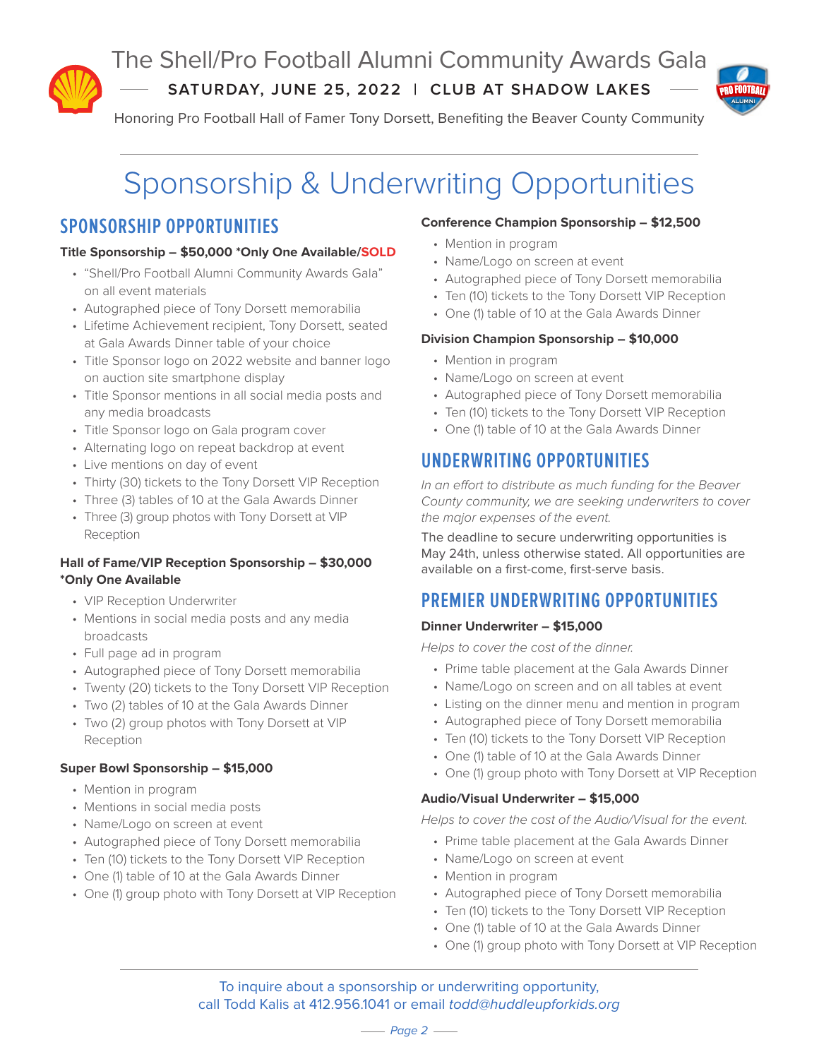# The Shell/Pro Football Alumni Community Awards Gala

**SATURDAY, JUNE 25, 2022 | CLUB AT SHADOW LAKES**

Honoring Pro Football Hall of Famer Tony Dorsett, Benefiting the Beaver County Community

# Sponsorship & Underwriting Opportunities

## SPONSORSHIP OPPORTUNITIES

### Title Sponsorship – $50,000 *Only One Available/SOLD

- "Shell/Pro Football Alumni Community Awards Gala" on all event materials
- Autographed piece of Tony Dorsett memorabilia
- Lifetime Achievement recipient, Tony Dorsett, seated at Gala Awards Dinner table of your choice
- Title Sponsor logo on 2022 website and banner logo on auction site smartphone display
- Title Sponsor mentions in all social media posts and any media broadcasts
- Title Sponsor logo on Gala program cover
- Alternating logo on repeat backdrop at event
- Live mentions on day of event
- Thirty (30) tickets to the Tony Dorsett VIP Reception
- Three (3) tables of 10 at the Gala Awards Dinner
- Three (3) group photos with Tony Dorsett at VIP Reception

### Hall of Fame/VIP Reception Sponsorship – $30,000 *Only One Available

- VIP Reception Underwriter
- Mentions in social media posts and any media broadcasts
- Full page ad in program
- Autographed piece of Tony Dorsett memorabilia
- Twenty (20) tickets to the Tony Dorsett VIP Reception
- Two (2) tables of 10 at the Gala Awards Dinner
- Two (2) group photos with Tony Dorsett at VIP Reception

### Super Bowl Sponsorship – $15,000

- Mention in program
- Mentions in social media posts
- Name/Logo on screen at event
- Autographed piece of Tony Dorsett memorabilia
- Ten (10) tickets to the Tony Dorsett VIP Reception
- One (1) table of 10 at the Gala Awards Dinner
- One (1) group photo with Tony Dorsett at VIP Reception

### Conference Champion Sponsorship – $12,500

- Mention in program
- Name/Logo on screen at event
- Autographed piece of Tony Dorsett memorabilia
- Ten (10) tickets to the Tony Dorsett VIP Reception
- One (1) table of 10 at the Gala Awards Dinner

### Division Champion Sponsorship – $10,000

- Mention in program
- Name/Logo on screen at event
- Autographed piece of Tony Dorsett memorabilia
- Ten (10) tickets to the Tony Dorsett VIP Reception
- One (1) table of 10 at the Gala Awards Dinner

## UNDERWRITING OPPORTUNITIES

*In an effort to distribute as much funding for the Beaver County community, we are seeking underwriters to cover the major expenses of the event.*

The deadline to secure underwriting opportunities is May 24th, unless otherwise stated. All opportunities are available on a first-come, first-serve basis.

## PREMIER UNDERWRITING OPPORTUNITIES

### Dinner Underwriter – $15,000

*Helps to cover the cost of the dinner.*

- Prime table placement at the Gala Awards Dinner
- Name/Logo on screen and on all tables at event
- Listing on the dinner menu and mention in program
- Autographed piece of Tony Dorsett memorabilia
- Ten (10) tickets to the Tony Dorsett VIP Reception
- One (1) table of 10 at the Gala Awards Dinner
- One (1) group photo with Tony Dorsett at VIP Reception

### Audio/Visual Underwriter – $15,000

*Helps to cover the cost of the Audio/Visual for the event.*

- Prime table placement at the Gala Awards Dinner
- Name/Logo on screen at event
- Mention in program
- Autographed piece of Tony Dorsett memorabilia
- Ten (10) tickets to the Tony Dorsett VIP Reception
- One (1) table of 10 at the Gala Awards Dinner
- One (1) group photo with Tony Dorsett at VIP Reception

To inquire about a sponsorship or underwriting opportunity, call Todd Kalis at 412.956.1041 or email *todd@huddleupforkids.org*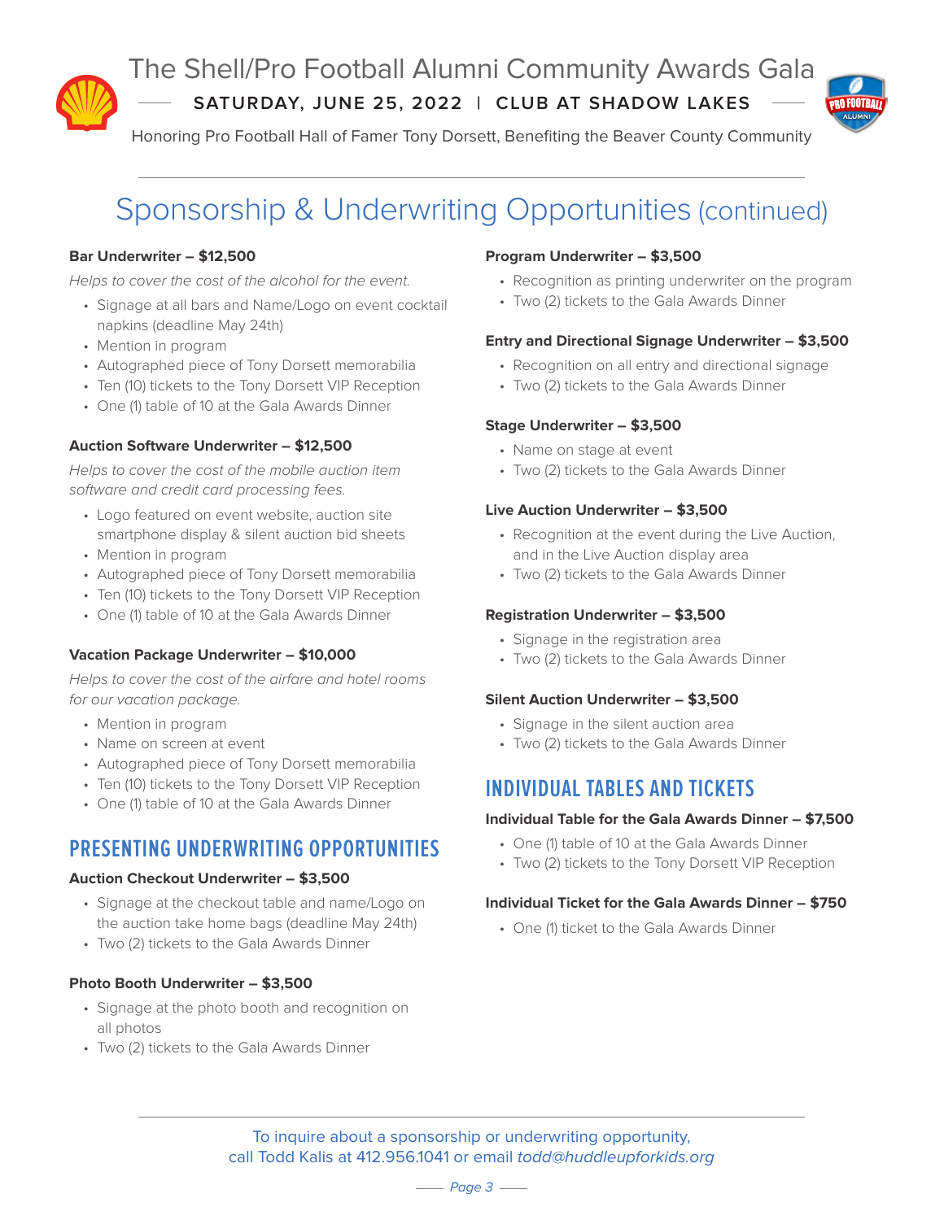# The Shell/Pro Football Alumni Community Awards Gala

**SATURDAY, JUNE 25, 2022 | CLUB AT SHADOW LAKES**

Honoring Pro Football Hall of Famer Tony Dorsett, Benefiting the Beaver County Community

## Sponsorship & Underwriting Opportunities (continued)

**Bar Underwriter – $12,500**

*Helps to cover the cost of the alcohol for the event.*

- Signage at all bars and Name/Logo on event cocktail napkins (deadline May 24th)
- Mention in program
- Autographed piece of Tony Dorsett memorabilia
- Ten (10) tickets to the Tony Dorsett VIP Reception
- One (1) table of 10 at the Gala Awards Dinner

**Auction Software Underwriter – $12,500**

*Helps to cover the cost of the mobile auction item software and credit card processing fees.*

- Logo featured on event website, auction site smartphone display & silent auction bid sheets
- Mention in program
- Autographed piece of Tony Dorsett memorabilia
- Ten (10) tickets to the Tony Dorsett VIP Reception
- One (1) table of 10 at the Gala Awards Dinner

**Vacation Package Underwriter – $10,000**

*Helps to cover the cost of the airfare and hotel rooms for our vacation package.*

- Mention in program
- Name on screen at event
- Autographed piece of Tony Dorsett memorabilia
- Ten (10) tickets to the Tony Dorsett VIP Reception
- One (1) table of 10 at the Gala Awards Dinner

### PRESENTING UNDERWRITING OPPORTUNITIES

**Auction Checkout Underwriter – $3,500**

- Signage at the checkout table and name/Logo on the auction take home bags (deadline May 24th)
- Two (2) tickets to the Gala Awards Dinner

**Photo Booth Underwriter – $3,500**

- Signage at the photo booth and recognition on all photos
- Two (2) tickets to the Gala Awards Dinner

**Program Underwriter – $3,500**

- Recognition as printing underwriter on the program
- Two (2) tickets to the Gala Awards Dinner

**Entry and Directional Signage Underwriter – $3,500**

- Recognition on all entry and directional signage
- Two (2) tickets to the Gala Awards Dinner

**Stage Underwriter – $3,500**

- Name on stage at event
- Two (2) tickets to the Gala Awards Dinner

**Live Auction Underwriter – $3,500**

- Recognition at the event during the Live Auction, and in the Live Auction display area
- Two (2) tickets to the Gala Awards Dinner

**Registration Underwriter – $3,500**

- Signage in the registration area
- Two (2) tickets to the Gala Awards Dinner

**Silent Auction Underwriter – $3,500**

- Signage in the silent auction area
- Two (2) tickets to the Gala Awards Dinner

### INDIVIDUAL TABLES AND TICKETS

**Individual Table for the Gala Awards Dinner – $7,500**

- One (1) table of 10 at the Gala Awards Dinner
- Two (2) tickets to the Tony Dorsett VIP Reception

**Individual Ticket for the Gala Awards Dinner – $750**

- One (1) ticket to the Gala Awards Dinner

To inquire about a sponsorship or underwriting opportunity,
call Todd Kalis at 412.956.1041 or email *todd@huddleupforkids.org*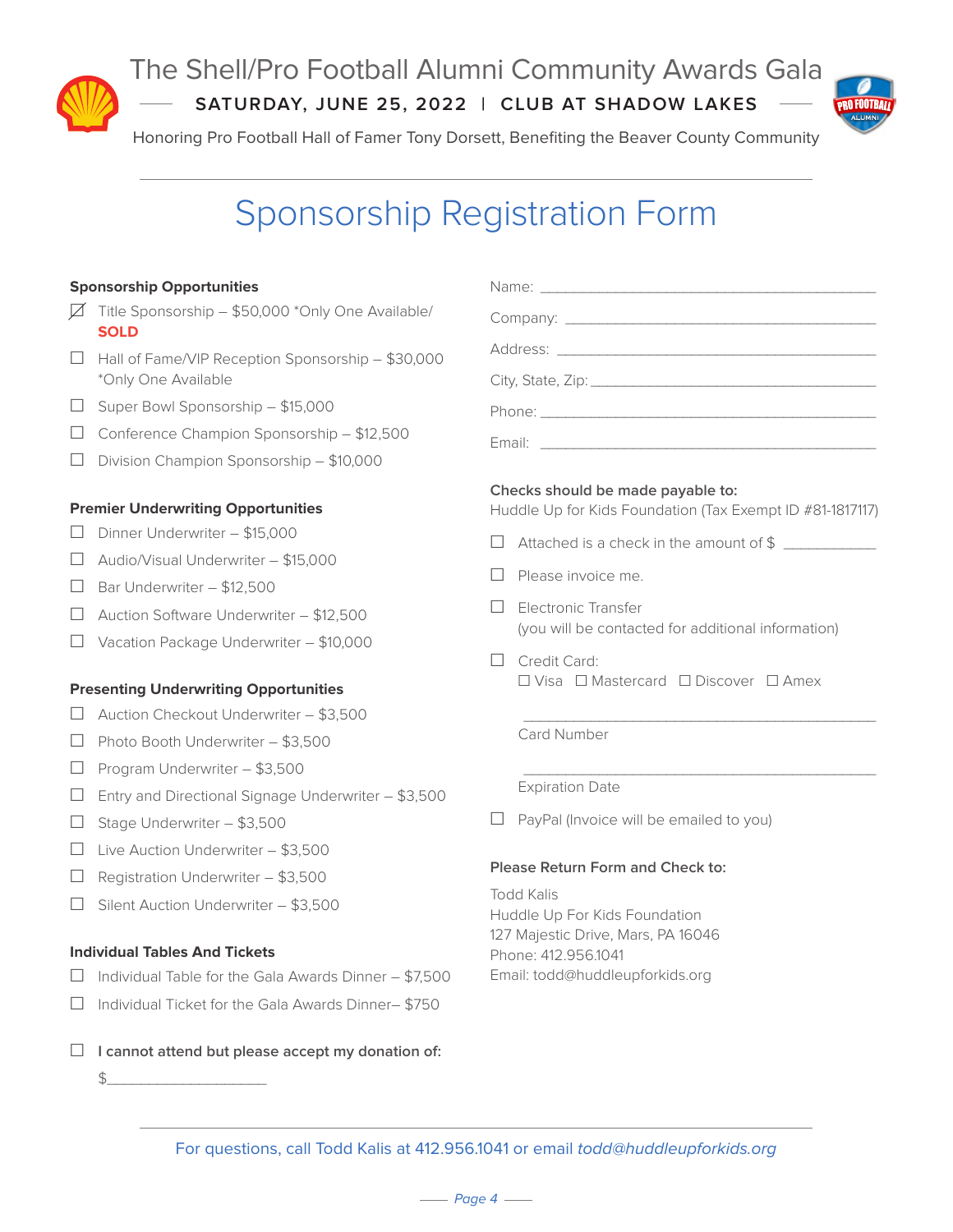# The Shell/Pro Football Alumni Community Awards Gala

**SATURDAY, JUNE 25, 2022 | CLUB AT SHADOW LAKES**

Honoring Pro Football Hall of Famer Tony Dorsett, Benefiting the Beaver County Community

## Sponsorship Registration Form

### Sponsorship Opportunities

- ☒ Title Sponsorship – $50,000 *Only One Available/ **SOLD**
- ☐ Hall of Fame/VIP Reception Sponsorship – $30,000 *Only One Available
- ☐ Super Bowl Sponsorship – $15,000
- ☐ Conference Champion Sponsorship – $12,500
- ☐ Division Champion Sponsorship – $10,000

### Premier Underwriting Opportunities

- ☐ Dinner Underwriter – $15,000
- ☐ Audio/Visual Underwriter – $15,000
- ☐ Bar Underwriter – $12,500
- ☐ Auction Software Underwriter – $12,500
- ☐ Vacation Package Underwriter – $10,000

### Presenting Underwriting Opportunities

- ☐ Auction Checkout Underwriter – $3,500
- ☐ Photo Booth Underwriter – $3,500
- ☐ Program Underwriter – $3,500
- ☐ Entry and Directional Signage Underwriter – $3,500
- ☐ Stage Underwriter – $3,500
- ☐ Live Auction Underwriter – $3,500
- ☐ Registration Underwriter – $3,500
- ☐ Silent Auction Underwriter – $3,500

### Individual Tables And Tickets

- ☐ Individual Table for the Gala Awards Dinner – $7,500
- ☐ Individual Ticket for the Gala Awards Dinner– $750

☐ **I cannot attend but please accept my donation of:**

$____________________

Name: ____________________________________________

Company: _________________________________________

Address: __________________________________________

City, State, Zip: ____________________________________

Phone: ____________________________________________

Email: ____________________________________________

**Checks should be made payable to:**
Huddle Up for Kids Foundation (Tax Exempt ID #81-1817117)

- ☐ Attached is a check in the amount of $ ____________
- ☐ Please invoice me.
- ☐ Electronic Transfer (you will be contacted for additional information)
- ☐ Credit Card:
  ☐ Visa ☐ Mastercard ☐ Discover ☐ Amex

  ____________________________________________
  Card Number

  ____________________________________________
  Expiration Date
- ☐ PayPal (Invoice will be emailed to you)

**Please Return Form and Check to:**

Todd Kalis
Huddle Up For Kids Foundation
127 Majestic Drive, Mars, PA 16046
Phone: 412.956.1041
Email: todd@huddleupforkids.org

For questions, call Todd Kalis at 412.956.1041 or email *todd@huddleupforkids.org*